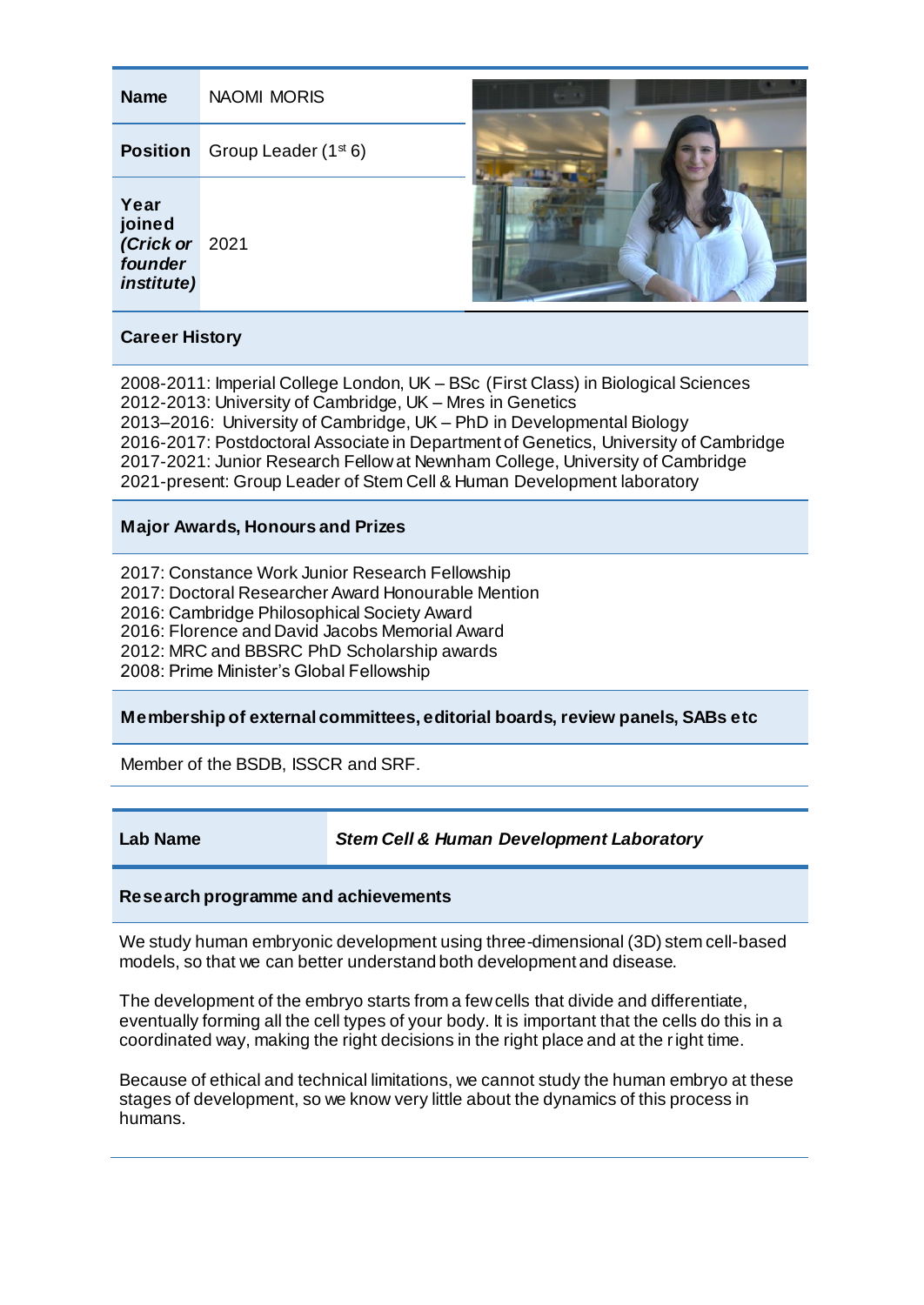| **Name** | NAOMI MORIS |
|---|---|
| **Position** | Group Leader (1st 6) |
| **Year joined *(Crick or founder institute)*** | 2021 |

**Career History**

2008-2011: Imperial College London, UK – BSc (First Class) in Biological Sciences
2012-2013: University of Cambridge, UK – Mres in Genetics
2013–2016: University of Cambridge, UK – PhD in Developmental Biology
2016-2017: Postdoctoral Associate in Department of Genetics, University of Cambridge
2017-2021: Junior Research Fellow at Newnham College, University of Cambridge
2021-present: Group Leader of Stem Cell & Human Development laboratory

**Major Awards, Honours and Prizes**

2017: Constance Work Junior Research Fellowship
2017: Doctoral Researcher Award Honourable Mention
2016: Cambridge Philosophical Society Award
2016: Florence and David Jacobs Memorial Award
2012: MRC and BBSRC PhD Scholarship awards
2008: Prime Minister's Global Fellowship

**Membership of external committees, editorial boards, review panels, SABs etc**

Member of the BSDB, ISSCR and SRF.

| **Lab Name** | ***Stem Cell & Human Development Laboratory*** |
|---|---|

**Research programme and achievements**

We study human embryonic development using three-dimensional (3D) stem cell-based models, so that we can better understand both development and disease.

The development of the embryo starts from a few cells that divide and differentiate, eventually forming all the cell types of your body. It is important that the cells do this in a coordinated way, making the right decisions in the right place and at the right time.

Because of ethical and technical limitations, we cannot study the human embryo at these stages of development, so we know very little about the dynamics of this process in humans.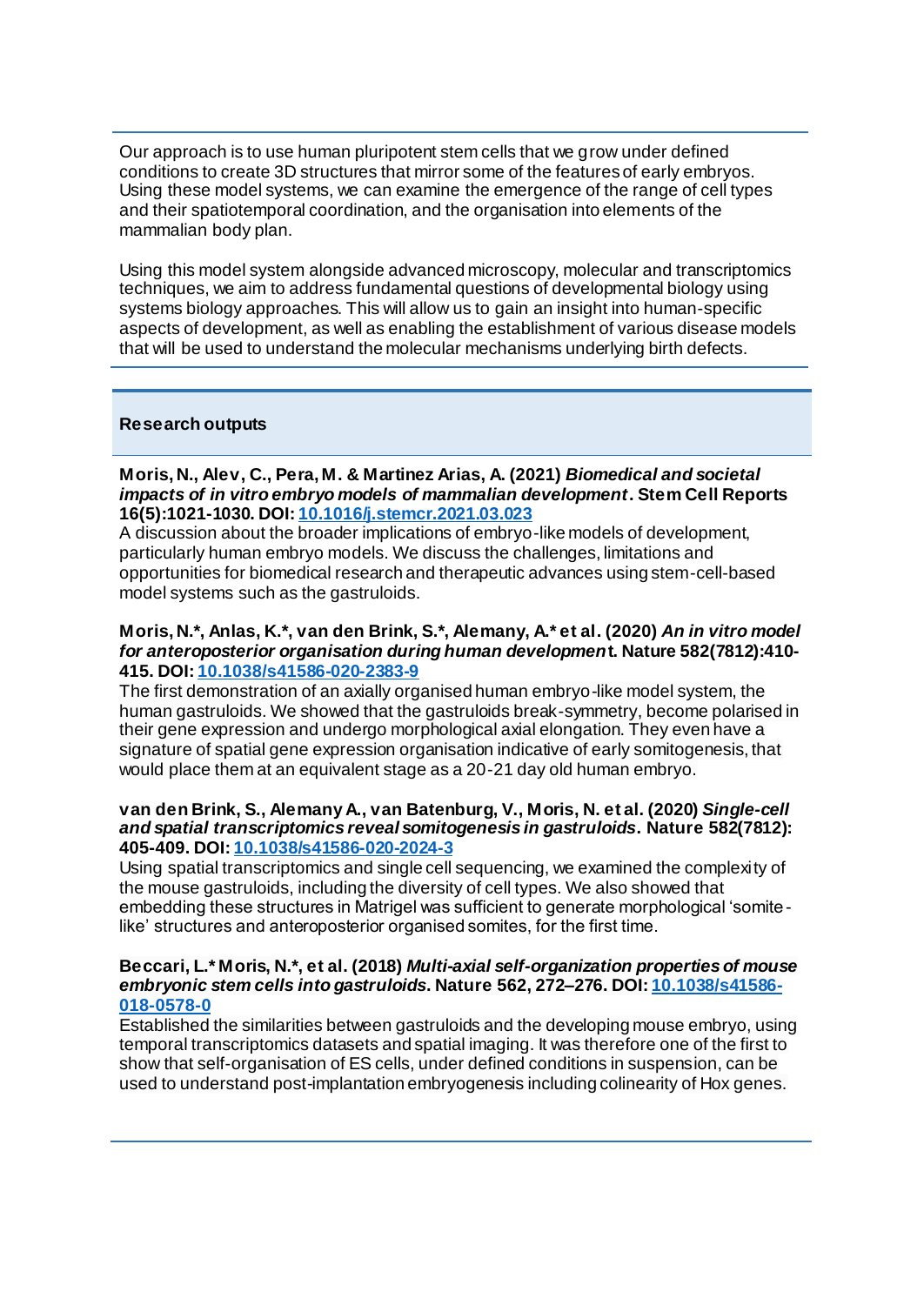Our approach is to use human pluripotent stem cells that we grow under defined conditions to create 3D structures that mirror some of the features of early embryos. Using these model systems, we can examine the emergence of the range of cell types and their spatiotemporal coordination, and the organisation into elements of the mammalian body plan.

Using this model system alongside advanced microscopy, molecular and transcriptomics techniques, we aim to address fundamental questions of developmental biology using systems biology approaches. This will allow us to gain an insight into human-specific aspects of development, as well as enabling the establishment of various disease models that will be used to understand the molecular mechanisms underlying birth defects.

## Research outputs

**Moris, N., Alev, C., Pera, M. & Martinez Arias, A. (2021)** ***Biomedical and societal impacts of in vitro embryo models of mammalian development*****. Stem Cell Reports 16(5):1021-1030. DOI: [10.1016/j.stemcr.2021.03.023](https://doi.org/10.1016/j.stemcr.2021.03.023)**
A discussion about the broader implications of embryo-like models of development, particularly human embryo models. We discuss the challenges, limitations and opportunities for biomedical research and therapeutic advances using stem-cell-based model systems such as the gastruloids.

**Moris, N.*, Anlas, K.*, van den Brink, S.*, Alemany, A.* et al. (2020)** ***An in vitro model for anteroposterior organisation during human development*****. Nature 582(7812):410-415. DOI: [10.1038/s41586-020-2383-9](https://doi.org/10.1038/s41586-020-2383-9)**
The first demonstration of an axially organised human embryo-like model system, the human gastruloids. We showed that the gastruloids break-symmetry, become polarised in their gene expression and undergo morphological axial elongation. They even have a signature of spatial gene expression organisation indicative of early somitogenesis, that would place them at an equivalent stage as a 20-21 day old human embryo.

**van den Brink, S., Alemany A., van Batenburg, V., Moris, N. et al. (2020)** ***Single-cell and spatial transcriptomics reveal somitogenesis in gastruloids*****. Nature 582(7812): 405-409. DOI: [10.1038/s41586-020-2024-3](https://doi.org/10.1038/s41586-020-2024-3)**
Using spatial transcriptomics and single cell sequencing, we examined the complexity of the mouse gastruloids, including the diversity of cell types. We also showed that embedding these structures in Matrigel was sufficient to generate morphological 'somite-like' structures and anteroposterior organised somites, for the first time.

**Beccari, L.* Moris, N.*, et al. (2018)** ***Multi-axial self-organization properties of mouse embryonic stem cells into gastruloids*****. Nature 562, 272–276. DOI: [10.1038/s41586-018-0578-0](https://doi.org/10.1038/s41586-018-0578-0)**
Established the similarities between gastruloids and the developing mouse embryo, using temporal transcriptomics datasets and spatial imaging. It was therefore one of the first to show that self-organisation of ES cells, under defined conditions in suspension, can be used to understand post-implantation embryogenesis including colinearity of Hox genes.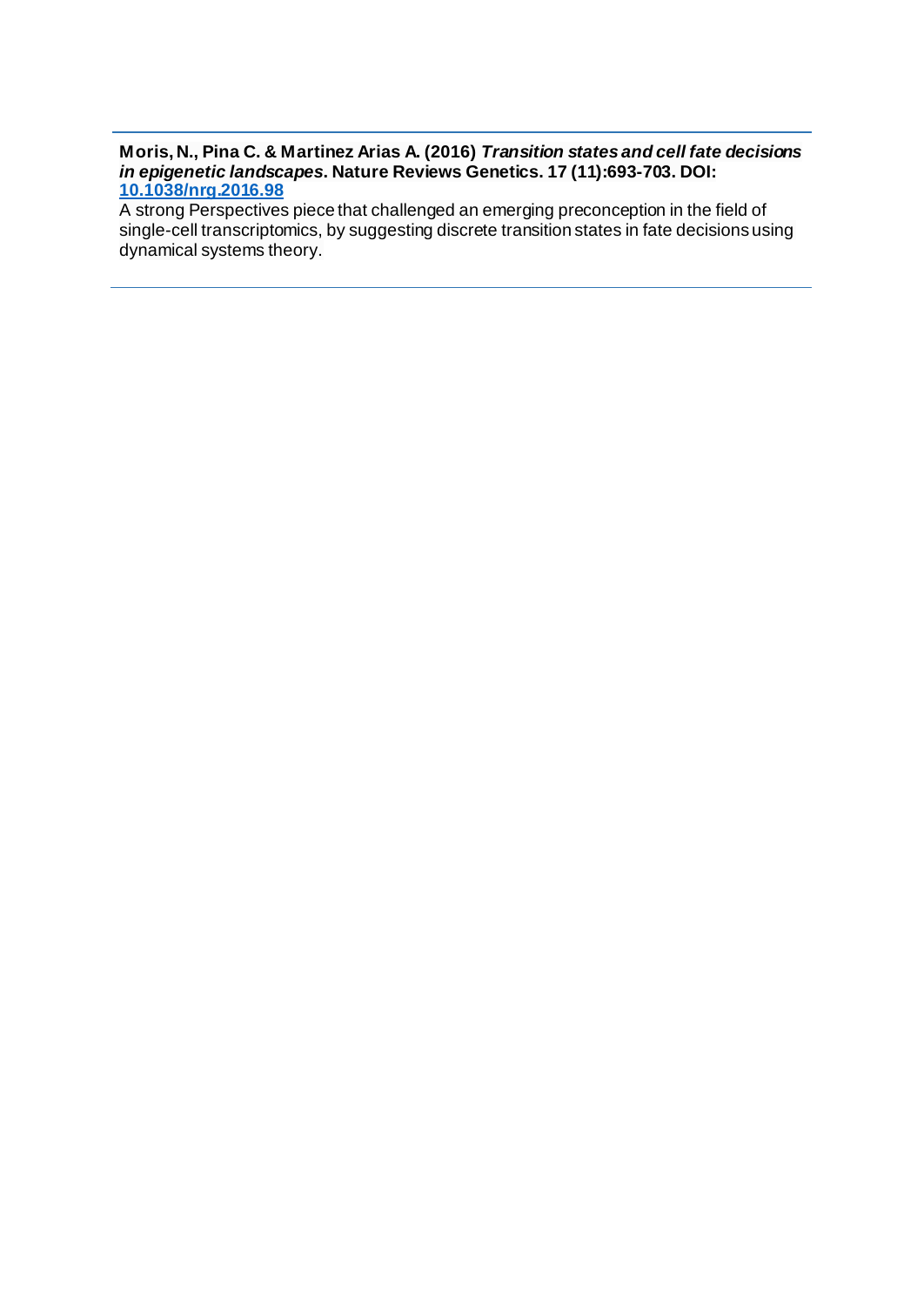**Moris, N., Pina C. & Martinez Arias A. (2016)** ***Transition states and cell fate decisions in epigenetic landscapes*****. Nature Reviews Genetics. 17 (11):693-703. DOI: [10.1038/nrg.2016.98](https://doi.org/10.1038/nrg.2016.98)**

A strong Perspectives piece that challenged an emerging preconception in the field of single-cell transcriptomics, by suggesting discrete transition states in fate decisions using dynamical systems theory.